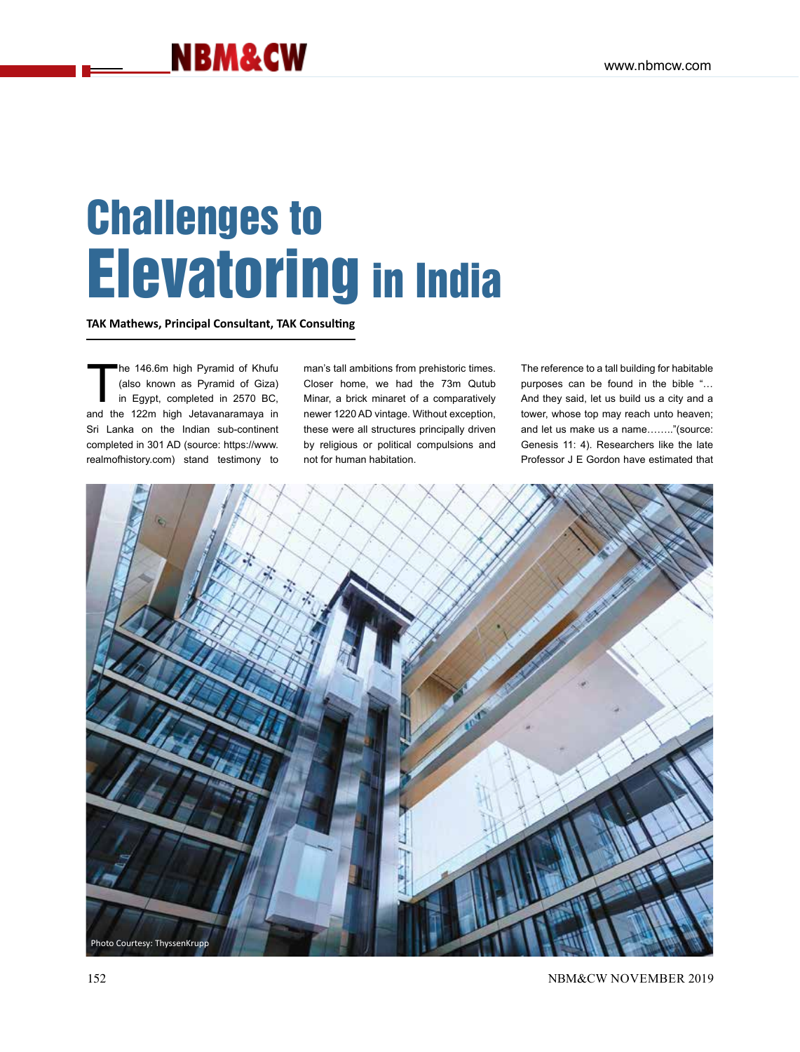# Challenges to Elevatoring in India

**TAK Mathews, Principal Consultant, TAK Consulting**

The 146.6m high Pyramid of Khufu (also known as Pyramid of Giza) in Egypt, completed in 2570 BC, and the 122m high Jetavanaramaya in Sri Lanka on the Indian sub-continent completed in 301 AD (source: https://www.realmofhistory.com) stand testimony to man's tall ambitions from prehistoric times. Closer home, we had the 73m Qutub Minar, a brick minaret of a comparatively newer 1220 AD vintage. Without exception, these were all structures principally driven by religious or political compulsions and not for human habitation.

The reference to a tall building for habitable purposes can be found in the bible "… And they said, let us build us a city and a tower, whose top may reach unto heaven; and let us make us a name……."(source: Genesis 11: 4). Researchers like the late Professor J E Gordon have estimated that

Photo Courtesy: ThyssenKrupp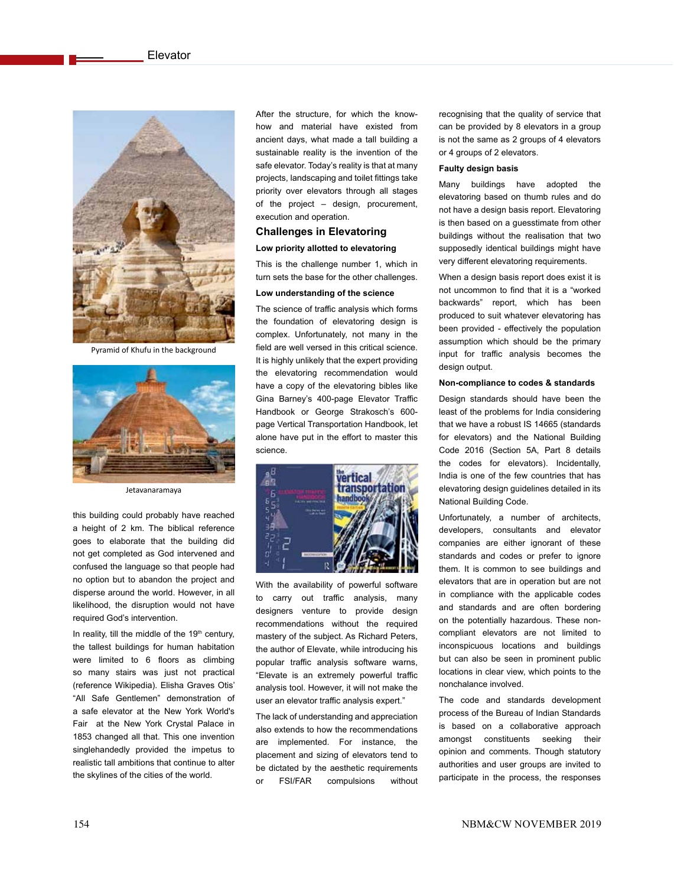Pyramid of Khufu in the background

Jetavanaramaya

this building could probably have reached a height of 2 km. The biblical reference goes to elaborate that the building did not get completed as God intervened and confused the language so that people had no option but to abandon the project and disperse around the world. However, in all likelihood, the disruption would not have required God's intervention.

In reality, till the middle of the 19th century, the tallest buildings for human habitation were limited to 6 floors as climbing so many stairs was just not practical (reference Wikipedia). Elisha Graves Otis' "All Safe Gentlemen" demonstration of a safe elevator at the New York World's Fair at the New York Crystal Palace in 1853 changed all that. This one invention singlehandedly provided the impetus to realistic tall ambitions that continue to alter the skylines of the cities of the world.

After the structure, for which the know-how and material have existed from ancient days, what made a tall building a sustainable reality is the invention of the safe elevator. Today's reality is that at many projects, landscaping and toilet fittings take priority over elevators through all stages of the project – design, procurement, execution and operation.

## Challenges in Elevatoring

### Low priority allotted to elevatoring

This is the challenge number 1, which in turn sets the base for the other challenges.

### Low understanding of the science

The science of traffic analysis which forms the foundation of elevatoring design is complex. Unfortunately, not many in the field are well versed in this critical science. It is highly unlikely that the expert providing the elevatoring recommendation would have a copy of the elevatoring bibles like Gina Barney's 400-page Elevator Traffic Handbook or George Strakosch's 600-page Vertical Transportation Handbook, let alone have put in the effort to master this science.

With the availability of powerful software to carry out traffic analysis, many designers venture to provide design recommendations without the required mastery of the subject. As Richard Peters, the author of Elevate, while introducing his popular traffic analysis software warns, "Elevate is an extremely powerful traffic analysis tool. However, it will not make the user an elevator traffic analysis expert."

The lack of understanding and appreciation also extends to how the recommendations are implemented. For instance, the placement and sizing of elevators tend to be dictated by the aesthetic requirements or FSI/FAR compulsions without recognising that the quality of service that can be provided by 8 elevators in a group is not the same as 2 groups of 4 elevators or 4 groups of 2 elevators.

### Faulty design basis

Many buildings have adopted the elevatoring based on thumb rules and do not have a design basis report. Elevatoring is then based on a guesstimate from other buildings without the realisation that two supposedly identical buildings might have very different elevatoring requirements.

When a design basis report does exist it is not uncommon to find that it is a "worked backwards" report, which has been produced to suit whatever elevatoring has been provided - effectively the population assumption which should be the primary input for traffic analysis becomes the design output.

### Non-compliance to codes & standards

Design standards should have been the least of the problems for India considering that we have a robust IS 14665 (standards for elevators) and the National Building Code 2016 (Section 5A, Part 8 details the codes for elevators). Incidentally, India is one of the few countries that has elevatoring design guidelines detailed in its National Building Code.

Unfortunately, a number of architects, developers, consultants and elevator companies are either ignorant of these standards and codes or prefer to ignore them. It is common to see buildings and elevators that are in operation but are not in compliance with the applicable codes and standards and are often bordering on the potentially hazardous. These non-compliant elevators are not limited to inconspicuous locations and buildings but can also be seen in prominent public locations in clear view, which points to the nonchalance involved.

The code and standards development process of the Bureau of Indian Standards is based on a collaborative approach amongst constituents seeking their opinion and comments. Though statutory authorities and user groups are invited to participate in the process, the responses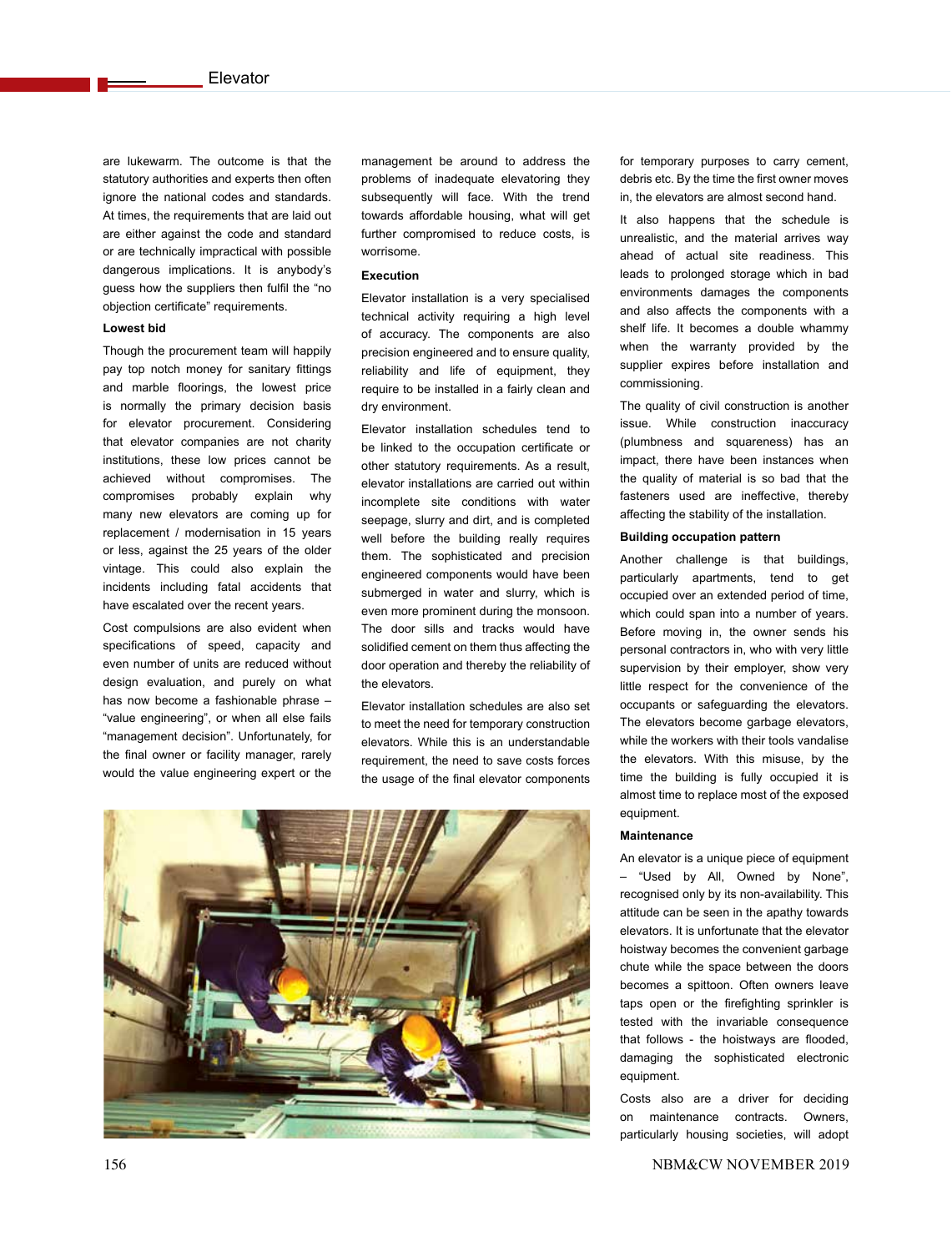are lukewarm. The outcome is that the statutory authorities and experts then often ignore the national codes and standards. At times, the requirements that are laid out are either against the code and standard or are technically impractical with possible dangerous implications. It is anybody's guess how the suppliers then fulfil the "no objection certificate" requirements.

### Lowest bid

Though the procurement team will happily pay top notch money for sanitary fittings and marble floorings, the lowest price is normally the primary decision basis for elevator procurement. Considering that elevator companies are not charity institutions, these low prices cannot be achieved without compromises. The compromises probably explain why many new elevators are coming up for replacement / modernisation in 15 years or less, against the 25 years of the older vintage. This could also explain the incidents including fatal accidents that have escalated over the recent years.

Cost compulsions are also evident when specifications of speed, capacity and even number of units are reduced without design evaluation, and purely on what has now become a fashionable phrase – "value engineering", or when all else fails "management decision". Unfortunately, for the final owner or facility manager, rarely would the value engineering expert or the management be around to address the problems of inadequate elevatoring they subsequently will face. With the trend towards affordable housing, what will get further compromised to reduce costs, is worrisome.

### Execution

Elevator installation is a very specialised technical activity requiring a high level of accuracy. The components are also precision engineered and to ensure quality, reliability and life of equipment, they require to be installed in a fairly clean and dry environment.

Elevator installation schedules tend to be linked to the occupation certificate or other statutory requirements. As a result, elevator installations are carried out within incomplete site conditions with water seepage, slurry and dirt, and is completed well before the building really requires them. The sophisticated and precision engineered components would have been submerged in water and slurry, which is even more prominent during the monsoon. The door sills and tracks would have solidified cement on them thus affecting the door operation and thereby the reliability of the elevators.

Elevator installation schedules are also set to meet the need for temporary construction elevators. While this is an understandable requirement, the need to save costs forces the usage of the final elevator components for temporary purposes to carry cement, debris etc. By the time the first owner moves in, the elevators are almost second hand.

It also happens that the schedule is unrealistic, and the material arrives way ahead of actual site readiness. This leads to prolonged storage which in bad environments damages the components and also affects the components with a shelf life. It becomes a double whammy when the warranty provided by the supplier expires before installation and commissioning.

The quality of civil construction is another issue. While construction inaccuracy (plumbness and squareness) has an impact, there have been instances when the quality of material is so bad that the fasteners used are ineffective, thereby affecting the stability of the installation.

### Building occupation pattern

Another challenge is that buildings, particularly apartments, tend to get occupied over an extended period of time, which could span into a number of years. Before moving in, the owner sends his personal contractors in, who with very little supervision by their employer, show very little respect for the convenience of the occupants or safeguarding the elevators. The elevators become garbage elevators, while the workers with their tools vandalise the elevators. With this misuse, by the time the building is fully occupied it is almost time to replace most of the exposed equipment.

### Maintenance

An elevator is a unique piece of equipment – "Used by All, Owned by None", recognised only by its non-availability. This attitude can be seen in the apathy towards elevators. It is unfortunate that the elevator hoistway becomes the convenient garbage chute while the space between the doors becomes a spittoon. Often owners leave taps open or the firefighting sprinkler is tested with the invariable consequence that follows - the hoistways are flooded, damaging the sophisticated electronic equipment.

Costs also are a driver for deciding on maintenance contracts. Owners, particularly housing societies, will adopt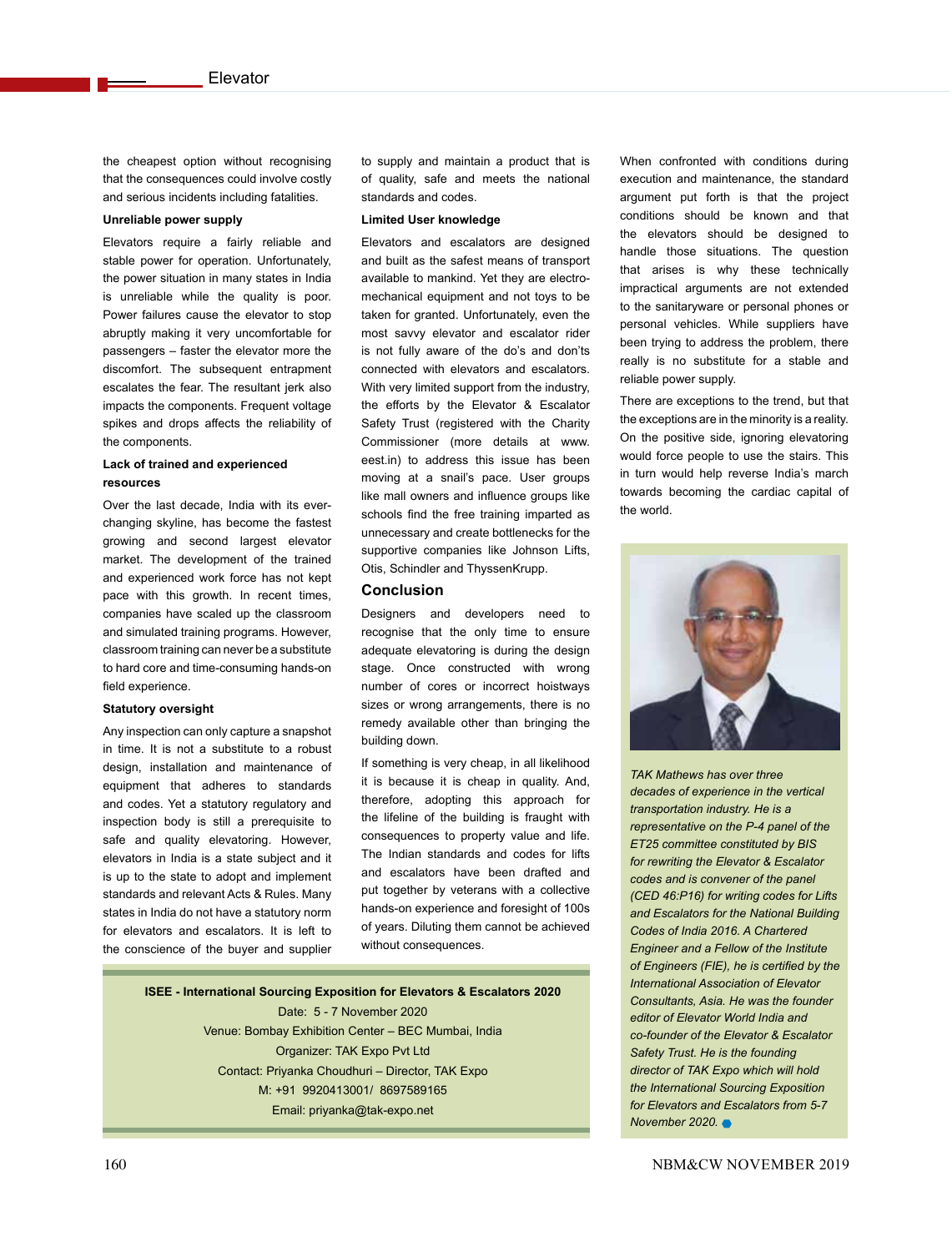the cheapest option without recognising that the consequences could involve costly and serious incidents including fatalities.

### Unreliable power supply

Elevators require a fairly reliable and stable power for operation. Unfortunately, the power situation in many states in India is unreliable while the quality is poor. Power failures cause the elevator to stop abruptly making it very uncomfortable for passengers – faster the elevator more the discomfort. The subsequent entrapment escalates the fear. The resultant jerk also impacts the components. Frequent voltage spikes and drops affects the reliability of the components.

### Lack of trained and experienced resources

Over the last decade, India with its ever-changing skyline, has become the fastest growing and second largest elevator market. The development of the trained and experienced work force has not kept pace with this growth. In recent times, companies have scaled up the classroom and simulated training programs. However, classroom training can never be a substitute to hard core and time-consuming hands-on field experience.

### Statutory oversight

Any inspection can only capture a snapshot in time. It is not a substitute to a robust design, installation and maintenance of equipment that adheres to standards and codes. Yet a statutory regulatory and inspection body is still a prerequisite to safe and quality elevatoring. However, elevators in India is a state subject and it is up to the state to adopt and implement standards and relevant Acts & Rules. Many states in India do not have a statutory norm for elevators and escalators. It is left to the conscience of the buyer and supplier to supply and maintain a product that is of quality, safe and meets the national standards and codes.

### Limited User knowledge

Elevators and escalators are designed and built as the safest means of transport available to mankind. Yet they are electro-mechanical equipment and not toys to be taken for granted. Unfortunately, even the most savvy elevator and escalator rider is not fully aware of the do's and don'ts connected with elevators and escalators. With very limited support from the industry, the efforts by the Elevator & Escalator Safety Trust (registered with the Charity Commissioner (more details at www.eest.in) to address this issue has been moving at a snail's pace. User groups like mall owners and influence groups like schools find the free training imparted as unnecessary and create bottlenecks for the supportive companies like Johnson Lifts, Otis, Schindler and ThyssenKrupp.

## Conclusion

Designers and developers need to recognise that the only time to ensure adequate elevatoring is during the design stage. Once constructed with wrong number of cores or incorrect hoistways sizes or wrong arrangements, there is no remedy available other than bringing the building down.

If something is very cheap, in all likelihood it is because it is cheap in quality. And, therefore, adopting this approach for the lifeline of the building is fraught with consequences to property value and life. The Indian standards and codes for lifts and escalators have been drafted and put together by veterans with a collective hands-on experience and foresight of 100s of years. Diluting them cannot be achieved without consequences.

When confronted with conditions during execution and maintenance, the standard argument put forth is that the project conditions should be known and that the elevators should be designed to handle those situations. The question that arises is why these technically impractical arguments are not extended to the sanitaryware or personal phones or personal vehicles. While suppliers have been trying to address the problem, there really is no substitute for a stable and reliable power supply.

There are exceptions to the trend, but that the exceptions are in the minority is a reality. On the positive side, ignoring elevatoring would force people to use the stairs. This in turn would help reverse India's march towards becoming the cardiac capital of the world.

*TAK Mathews has over three decades of experience in the vertical transportation industry. He is a representative on the P-4 panel of the ET25 committee constituted by BIS for rewriting the Elevator & Escalator codes and is convener of the panel (CED 46:P16) for writing codes for Lifts and Escalators for the National Building Codes of India 2016. A Chartered Engineer and a Fellow of the Institute of Engineers (FIE), he is certified by the International Association of Elevator Consultants, Asia. He was the founder editor of Elevator World India and co-founder of the Elevator & Escalator Safety Trust. He is the founding director of TAK Expo which will hold the International Sourcing Exposition for Elevators and Escalators from 5-7 November 2020.*

---

**ISEE - International Sourcing Exposition for Elevators & Escalators 2020**

Date: 5 - 7 November 2020

Venue: Bombay Exhibition Center – BEC Mumbai, India

Organizer: TAK Expo Pvt Ltd

Contact: Priyanka Choudhuri – Director, TAK Expo

M: +91 9920413001/ 8697589165

Email: priyanka@tak-expo.net